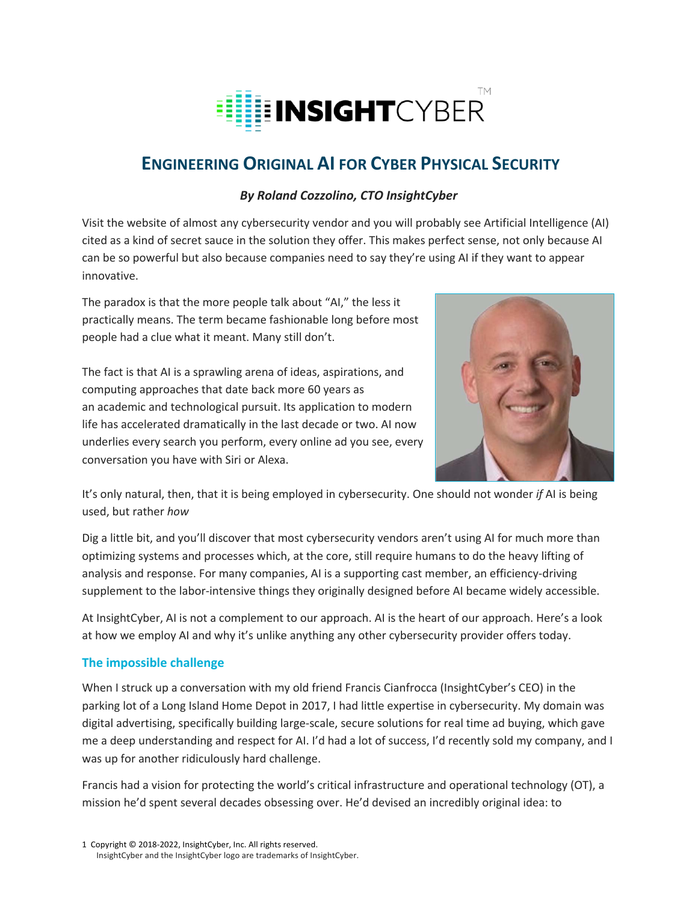# ENGINEERING ORIGINAL AI FOR CYBER PHYSICAL SECURITY

***By Roland Cozzolino, CTO InsightCyber***

Visit the website of almost any cybersecurity vendor and you will probably see Artificial Intelligence (AI) cited as a kind of secret sauce in the solution they offer. This makes perfect sense, not only because AI can be so powerful but also because companies need to say they're using AI if they want to appear innovative.

The paradox is that the more people talk about "AI," the less it practically means. The term became fashionable long before most people had a clue what it meant. Many still don't.

The fact is that AI is a sprawling arena of ideas, aspirations, and computing approaches that date back more 60 years as an academic and technological pursuit. Its application to modern life has accelerated dramatically in the last decade or two. AI now underlies every search you perform, every online ad you see, every conversation you have with Siri or Alexa.

It's only natural, then, that it is being employed in cybersecurity. One should not wonder *if* AI is being used, but rather *how*

Dig a little bit, and you'll discover that most cybersecurity vendors aren't using AI for much more than optimizing systems and processes which, at the core, still require humans to do the heavy lifting of analysis and response. For many companies, AI is a supporting cast member, an efficiency-driving supplement to the labor-intensive things they originally designed before AI became widely accessible.

At InsightCyber, AI is not a complement to our approach. AI is the heart of our approach. Here's a look at how we employ AI and why it's unlike anything any other cybersecurity provider offers today.

## The impossible challenge

When I struck up a conversation with my old friend Francis Cianfrocca (InsightCyber's CEO) in the parking lot of a Long Island Home Depot in 2017, I had little expertise in cybersecurity. My domain was digital advertising, specifically building large-scale, secure solutions for real time ad buying, which gave me a deep understanding and respect for AI. I'd had a lot of success, I'd recently sold my company, and I was up for another ridiculously hard challenge.

Francis had a vision for protecting the world's critical infrastructure and operational technology (OT), a mission he'd spent several decades obsessing over. He'd devised an incredibly original idea: to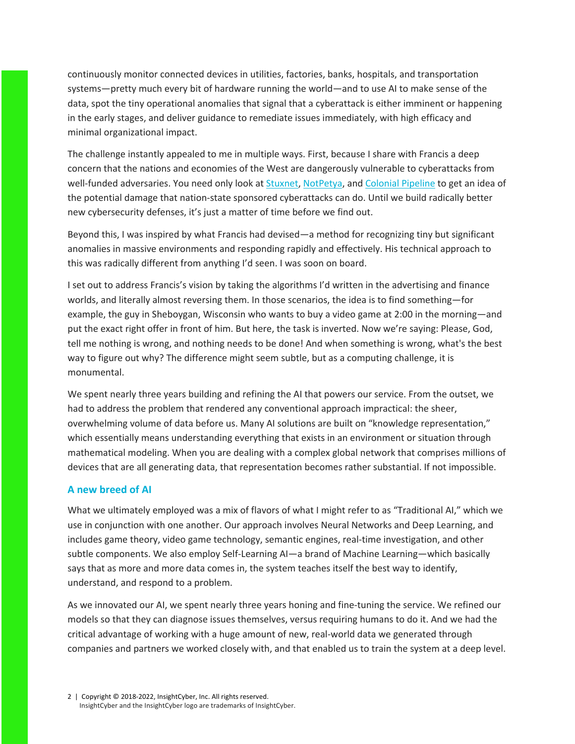continuously monitor connected devices in utilities, factories, banks, hospitals, and transportation systems—pretty much every bit of hardware running the world—and to use AI to make sense of the data, spot the tiny operational anomalies that signal that a cyberattack is either imminent or happening in the early stages, and deliver guidance to remediate issues immediately, with high efficacy and minimal organizational impact.

The challenge instantly appealed to me in multiple ways. First, because I share with Francis a deep concern that the nations and economies of the West are dangerously vulnerable to cyberattacks from well-funded adversaries. You need only look at Stuxnet, NotPetya, and Colonial Pipeline to get an idea of the potential damage that nation-state sponsored cyberattacks can do. Until we build radically better new cybersecurity defenses, it's just a matter of time before we find out.

Beyond this, I was inspired by what Francis had devised—a method for recognizing tiny but significant anomalies in massive environments and responding rapidly and effectively. His technical approach to this was radically different from anything I'd seen. I was soon on board.

I set out to address Francis's vision by taking the algorithms I'd written in the advertising and finance worlds, and literally almost reversing them. In those scenarios, the idea is to find something—for example, the guy in Sheboygan, Wisconsin who wants to buy a video game at 2:00 in the morning—and put the exact right offer in front of him. But here, the task is inverted. Now we're saying: Please, God, tell me nothing is wrong, and nothing needs to be done! And when something is wrong, what's the best way to figure out why? The difference might seem subtle, but as a computing challenge, it is monumental.

We spent nearly three years building and refining the AI that powers our service. From the outset, we had to address the problem that rendered any conventional approach impractical: the sheer, overwhelming volume of data before us. Many AI solutions are built on "knowledge representation," which essentially means understanding everything that exists in an environment or situation through mathematical modeling. When you are dealing with a complex global network that comprises millions of devices that are all generating data, that representation becomes rather substantial. If not impossible.

## A new breed of AI

What we ultimately employed was a mix of flavors of what I might refer to as "Traditional AI," which we use in conjunction with one another. Our approach involves Neural Networks and Deep Learning, and includes game theory, video game technology, semantic engines, real-time investigation, and other subtle components. We also employ Self-Learning AI—a brand of Machine Learning—which basically says that as more and more data comes in, the system teaches itself the best way to identify, understand, and respond to a problem.

As we innovated our AI, we spent nearly three years honing and fine-tuning the service. We refined our models so that they can diagnose issues themselves, versus requiring humans to do it. And we had the critical advantage of working with a huge amount of new, real-world data we generated through companies and partners we worked closely with, and that enabled us to train the system at a deep level.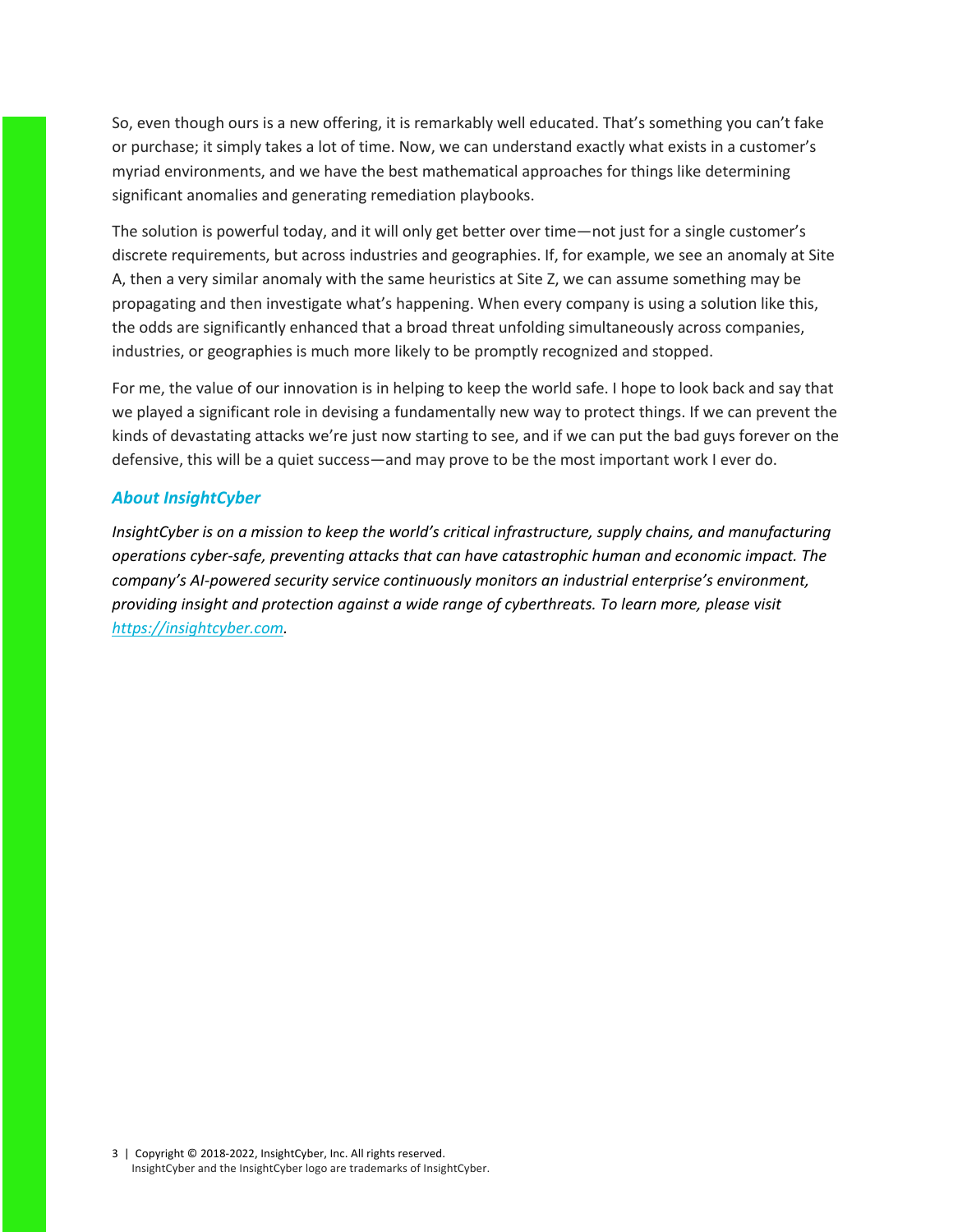So, even though ours is a new offering, it is remarkably well educated. That's something you can't fake or purchase; it simply takes a lot of time. Now, we can understand exactly what exists in a customer's myriad environments, and we have the best mathematical approaches for things like determining significant anomalies and generating remediation playbooks.

The solution is powerful today, and it will only get better over time—not just for a single customer's discrete requirements, but across industries and geographies. If, for example, we see an anomaly at Site A, then a very similar anomaly with the same heuristics at Site Z, we can assume something may be propagating and then investigate what's happening. When every company is using a solution like this, the odds are significantly enhanced that a broad threat unfolding simultaneously across companies, industries, or geographies is much more likely to be promptly recognized and stopped.

For me, the value of our innovation is in helping to keep the world safe. I hope to look back and say that we played a significant role in devising a fundamentally new way to protect things. If we can prevent the kinds of devastating attacks we're just now starting to see, and if we can put the bad guys forever on the defensive, this will be a quiet success—and may prove to be the most important work I ever do.

### *About InsightCyber*

*InsightCyber is on a mission to keep the world's critical infrastructure, supply chains, and manufacturing operations cyber-safe, preventing attacks that can have catastrophic human and economic impact. The company's AI-powered security service continuously monitors an industrial enterprise's environment, providing insight and protection against a wide range of cyberthreats. To learn more, please visit [https://insightcyber.com](https://insightcyber.com).*

Copyright © 2018-2022, InsightCyber, Inc. All rights reserved.
InsightCyber and the InsightCyber logo are trademarks of InsightCyber.